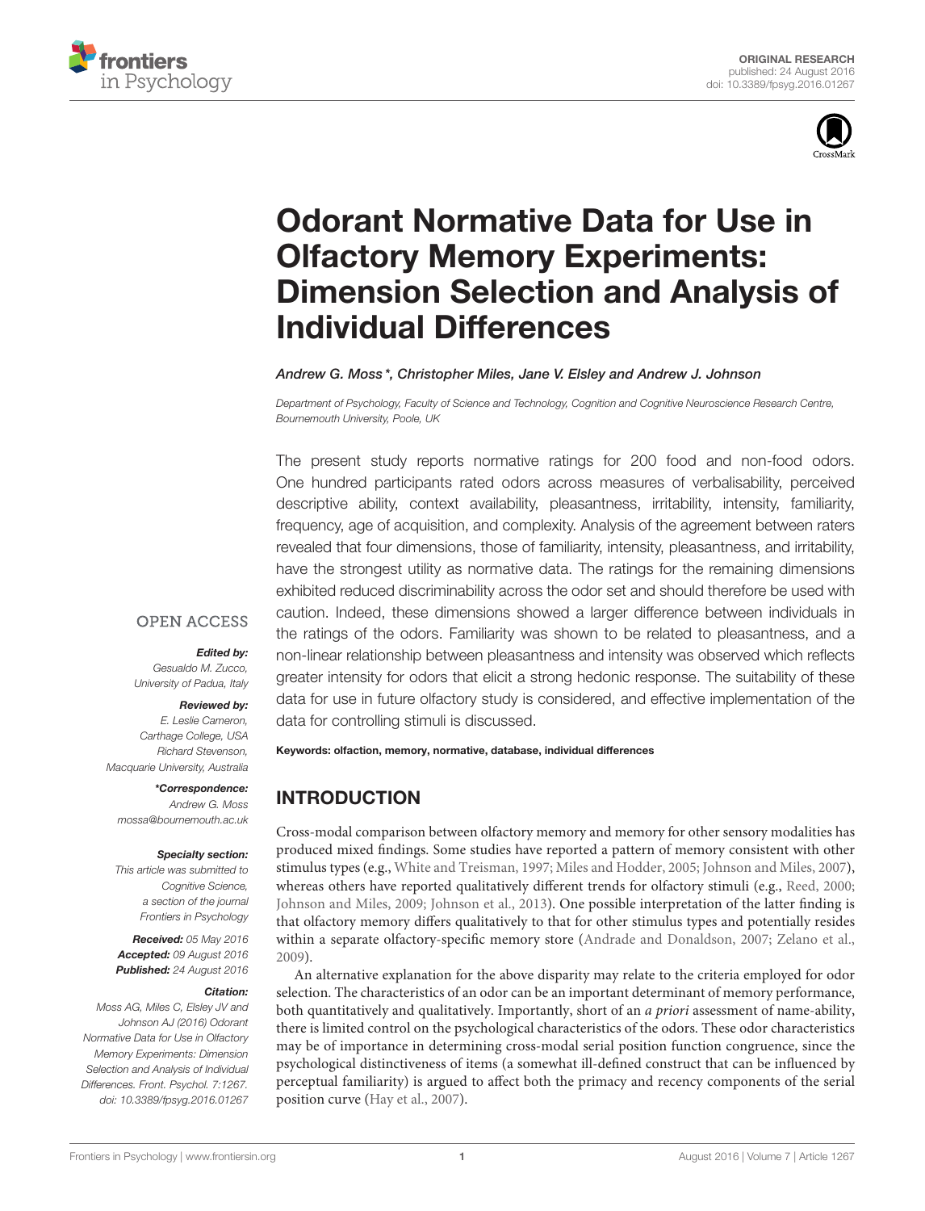ORIGINAL RESEARCH
published: 24 August 2016
doi: 10.3389/fpsyg.2016.01267

# Odorant Normative Data for Use in Olfactory Memory Experiments: Dimension Selection and Analysis of Individual Differences

*Andrew G. Moss\*, Christopher Miles, Jane V. Elsley and Andrew J. Johnson*

*Department of Psychology, Faculty of Science and Technology, Cognition and Cognitive Neuroscience Research Centre, Bournemouth University, Poole, UK*

The present study reports normative ratings for 200 food and non-food odors. One hundred participants rated odors across measures of verbalisability, perceived descriptive ability, context availability, pleasantness, irritability, intensity, familiarity, frequency, age of acquisition, and complexity. Analysis of the agreement between raters revealed that four dimensions, those of familiarity, intensity, pleasantness, and irritability, have the strongest utility as normative data. The ratings for the remaining dimensions exhibited reduced discriminability across the odor set and should therefore be used with caution. Indeed, these dimensions showed a larger difference between individuals in the ratings of the odors. Familiarity was shown to be related to pleasantness, and a non-linear relationship between pleasantness and intensity was observed which reflects greater intensity for odors that elicit a strong hedonic response. The suitability of these data for use in future olfactory study is considered, and effective implementation of the data for controlling stimuli is discussed.

**Keywords: olfaction, memory, normative, database, individual differences**

OPEN ACCESS

***Edited by:***
*Gesualdo M. Zucco, University of Padua, Italy*

***Reviewed by:***
*E. Leslie Cameron, Carthage College, USA*
*Richard Stevenson, Macquarie University, Australia*

***\*Correspondence:***
*Andrew G. Moss*
*mossa@bournemouth.ac.uk*

***Specialty section:***
*This article was submitted to Cognitive Science, a section of the journal Frontiers in Psychology*

***Received:*** *05 May 2016*
***Accepted:*** *09 August 2016*
***Published:*** *24 August 2016*

***Citation:***
*Moss AG, Miles C, Elsley JV and Johnson AJ (2016) Odorant Normative Data for Use in Olfactory Memory Experiments: Dimension Selection and Analysis of Individual Differences. Front. Psychol. 7:1267. doi: 10.3389/fpsyg.2016.01267*

## INTRODUCTION

Cross-modal comparison between olfactory memory and memory for other sensory modalities has produced mixed findings. Some studies have reported a pattern of memory consistent with other stimulus types (e.g., White and Treisman, 1997; Miles and Hodder, 2005; Johnson and Miles, 2007), whereas others have reported qualitatively different trends for olfactory stimuli (e.g., Reed, 2000; Johnson and Miles, 2009; Johnson et al., 2013). One possible interpretation of the latter finding is that olfactory memory differs qualitatively to that for other stimulus types and potentially resides within a separate olfactory-specific memory store (Andrade and Donaldson, 2007; Zelano et al., 2009).

An alternative explanation for the above disparity may relate to the criteria employed for odor selection. The characteristics of an odor can be an important determinant of memory performance, both quantitatively and qualitatively. Importantly, short of an *a priori* assessment of name-ability, there is limited control on the psychological characteristics of the odors. These odor characteristics may be of importance in determining cross-modal serial position function congruence, since the psychological distinctiveness of items (a somewhat ill-defined construct that can be influenced by perceptual familiarity) is argued to affect both the primacy and recency components of the serial position curve (Hay et al., 2007).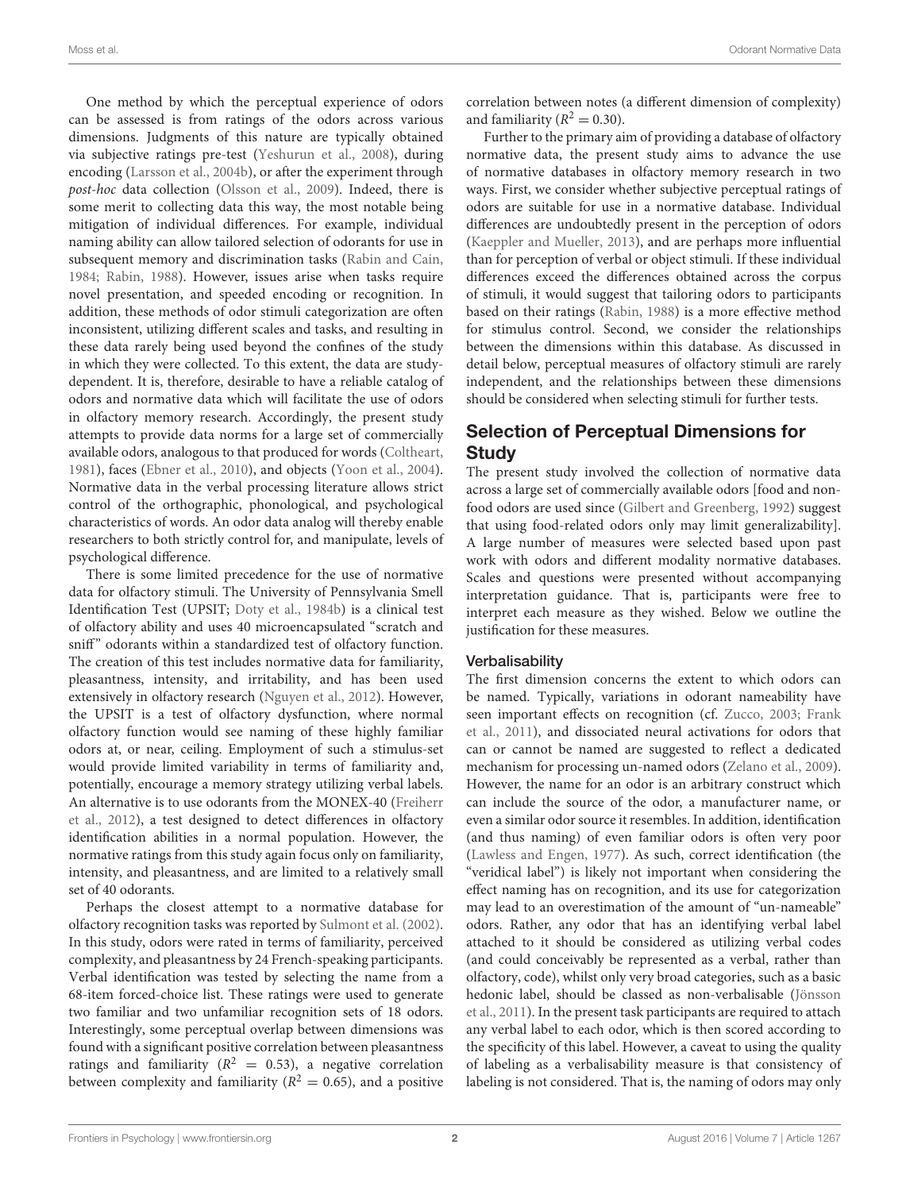One method by which the perceptual experience of odors can be assessed is from ratings of the odors across various dimensions. Judgments of this nature are typically obtained via subjective ratings pre-test (Yeshurun et al., 2008), during encoding (Larsson et al., 2004b), or after the experiment through *post-hoc* data collection (Olsson et al., 2009). Indeed, there is some merit to collecting data this way, the most notable being mitigation of individual differences. For example, individual naming ability can allow tailored selection of odorants for use in subsequent memory and discrimination tasks (Rabin and Cain, 1984; Rabin, 1988). However, issues arise when tasks require novel presentation, and speeded encoding or recognition. In addition, these methods of odor stimuli categorization are often inconsistent, utilizing different scales and tasks, and resulting in these data rarely being used beyond the confines of the study in which they were collected. To this extent, the data are study-dependent. It is, therefore, desirable to have a reliable catalog of odors and normative data which will facilitate the use of odors in olfactory memory research. Accordingly, the present study attempts to provide data norms for a large set of commercially available odors, analogous to that produced for words (Coltheart, 1981), faces (Ebner et al., 2010), and objects (Yoon et al., 2004). Normative data in the verbal processing literature allows strict control of the orthographic, phonological, and psychological characteristics of words. An odor data analog will thereby enable researchers to both strictly control for, and manipulate, levels of psychological difference.

There is some limited precedence for the use of normative data for olfactory stimuli. The University of Pennsylvania Smell Identification Test (UPSIT; Doty et al., 1984b) is a clinical test of olfactory ability and uses 40 microencapsulated "scratch and sniff" odorants within a standardized test of olfactory function. The creation of this test includes normative data for familiarity, pleasantness, intensity, and irritability, and has been used extensively in olfactory research (Nguyen et al., 2012). However, the UPSIT is a test of olfactory dysfunction, where normal olfactory function would see naming of these highly familiar odors at, or near, ceiling. Employment of such a stimulus-set would provide limited variability in terms of familiarity and, potentially, encourage a memory strategy utilizing verbal labels. An alternative is to use odorants from the MONEX-40 (Freiherr et al., 2012), a test designed to detect differences in olfactory identification abilities in a normal population. However, the normative ratings from this study again focus only on familiarity, intensity, and pleasantness, and are limited to a relatively small set of 40 odorants.

Perhaps the closest attempt to a normative database for olfactory recognition tasks was reported by Sulmont et al. (2002). In this study, odors were rated in terms of familiarity, perceived complexity, and pleasantness by 24 French-speaking participants. Verbal identification was tested by selecting the name from a 68-item forced-choice list. These ratings were used to generate two familiar and two unfamiliar recognition sets of 18 odors. Interestingly, some perceptual overlap between dimensions was found with a significant positive correlation between pleasantness ratings and familiarity ($R^2 = 0.53$), a negative correlation between complexity and familiarity ($R^2 = 0.65$), and a positive correlation between notes (a different dimension of complexity) and familiarity ($R^2 = 0.30$).

Further to the primary aim of providing a database of olfactory normative data, the present study aims to advance the use of normative databases in olfactory memory research in two ways. First, we consider whether subjective perceptual ratings of odors are suitable for use in a normative database. Individual differences are undoubtedly present in the perception of odors (Kaeppler and Mueller, 2013), and are perhaps more influential than for perception of verbal or object stimuli. If these individual differences exceed the differences obtained across the corpus of stimuli, it would suggest that tailoring odors to participants based on their ratings (Rabin, 1988) is a more effective method for stimulus control. Second, we consider the relationships between the dimensions within this database. As discussed in detail below, perceptual measures of olfactory stimuli are rarely independent, and the relationships between these dimensions should be considered when selecting stimuli for further tests.

## Selection of Perceptual Dimensions for Study

The present study involved the collection of normative data across a large set of commercially available odors [food and non-food odors are used since (Gilbert and Greenberg, 1992) suggest that using food-related odors only may limit generalizability]. A large number of measures were selected based upon past work with odors and different modality normative databases. Scales and questions were presented without accompanying interpretation guidance. That is, participants were free to interpret each measure as they wished. Below we outline the justification for these measures.

### Verbalisability

The first dimension concerns the extent to which odors can be named. Typically, variations in odorant nameability have seen important effects on recognition (cf. Zucco, 2003; Frank et al., 2011), and dissociated neural activations for odors that can or cannot be named are suggested to reflect a dedicated mechanism for processing un-named odors (Zelano et al., 2009). However, the name for an odor is an arbitrary construct which can include the source of the odor, a manufacturer name, or even a similar odor source it resembles. In addition, identification (and thus naming) of even familiar odors is often very poor (Lawless and Engen, 1977). As such, correct identification (the "veridical label") is likely not important when considering the effect naming has on recognition, and its use for categorization may lead to an overestimation of the amount of "un-nameable" odors. Rather, any odor that has an identifying verbal label attached to it should be considered as utilizing verbal codes (and could conceivably be represented as a verbal, rather than olfactory, code), whilst only very broad categories, such as a basic hedonic label, should be classed as non-verbalisable (Jönsson et al., 2011). In the present task participants are required to attach any verbal label to each odor, which is then scored according to the specificity of this label. However, a caveat to using the quality of labeling as a verbalisability measure is that consistency of labeling is not considered. That is, the naming of odors may only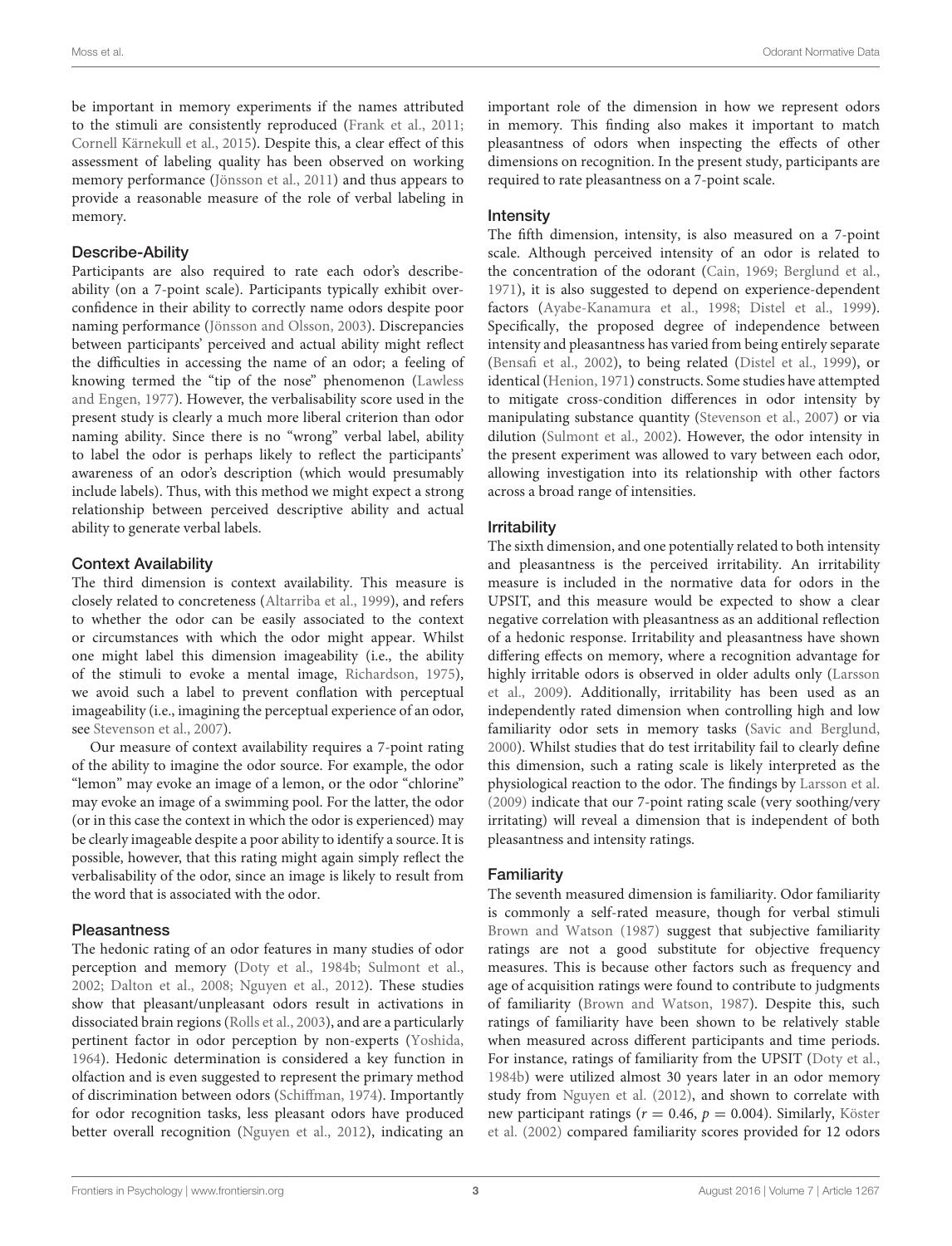be important in memory experiments if the names attributed to the stimuli are consistently reproduced (Frank et al., 2011; Cornell Kärnekull et al., 2015). Despite this, a clear effect of this assessment of labeling quality has been observed on working memory performance (Jönsson et al., 2011) and thus appears to provide a reasonable measure of the role of verbal labeling in memory.

### Describe-Ability

Participants are also required to rate each odor's describe-ability (on a 7-point scale). Participants typically exhibit over-confidence in their ability to correctly name odors despite poor naming performance (Jönsson and Olsson, 2003). Discrepancies between participants' perceived and actual ability might reflect the difficulties in accessing the name of an odor; a feeling of knowing termed the "tip of the nose" phenomenon (Lawless and Engen, 1977). However, the verbalisability score used in the present study is clearly a much more liberal criterion than odor naming ability. Since there is no "wrong" verbal label, ability to label the odor is perhaps likely to reflect the participants' awareness of an odor's description (which would presumably include labels). Thus, with this method we might expect a strong relationship between perceived descriptive ability and actual ability to generate verbal labels.

### Context Availability

The third dimension is context availability. This measure is closely related to concreteness (Altarriba et al., 1999), and refers to whether the odor can be easily associated to the context or circumstances with which the odor might appear. Whilst one might label this dimension imageability (i.e., the ability of the stimuli to evoke a mental image, Richardson, 1975), we avoid such a label to prevent conflation with perceptual imageability (i.e., imagining the perceptual experience of an odor, see Stevenson et al., 2007).

Our measure of context availability requires a 7-point rating of the ability to imagine the odor source. For example, the odor "lemon" may evoke an image of a lemon, or the odor "chlorine" may evoke an image of a swimming pool. For the latter, the odor (or in this case the context in which the odor is experienced) may be clearly imageable despite a poor ability to identify a source. It is possible, however, that this rating might again simply reflect the verbalisability of the odor, since an image is likely to result from the word that is associated with the odor.

### Pleasantness

The hedonic rating of an odor features in many studies of odor perception and memory (Doty et al., 1984b; Sulmont et al., 2002; Dalton et al., 2008; Nguyen et al., 2012). These studies show that pleasant/unpleasant odors result in activations in dissociated brain regions (Rolls et al., 2003), and are a particularly pertinent factor in odor perception by non-experts (Yoshida, 1964). Hedonic determination is considered a key function in olfaction and is even suggested to represent the primary method of discrimination between odors (Schiffman, 1974). Importantly for odor recognition tasks, less pleasant odors have produced better overall recognition (Nguyen et al., 2012), indicating an important role of the dimension in how we represent odors in memory. This finding also makes it important to match pleasantness of odors when inspecting the effects of other dimensions on recognition. In the present study, participants are required to rate pleasantness on a 7-point scale.

### Intensity

The fifth dimension, intensity, is also measured on a 7-point scale. Although perceived intensity of an odor is related to the concentration of the odorant (Cain, 1969; Berglund et al., 1971), it is also suggested to depend on experience-dependent factors (Ayabe-Kanamura et al., 1998; Distel et al., 1999). Specifically, the proposed degree of independence between intensity and pleasantness has varied from being entirely separate (Bensafi et al., 2002), to being related (Distel et al., 1999), or identical (Henion, 1971) constructs. Some studies have attempted to mitigate cross-condition differences in odor intensity by manipulating substance quantity (Stevenson et al., 2007) or via dilution (Sulmont et al., 2002). However, the odor intensity in the present experiment was allowed to vary between each odor, allowing investigation into its relationship with other factors across a broad range of intensities.

### Irritability

The sixth dimension, and one potentially related to both intensity and pleasantness is the perceived irritability. An irritability measure is included in the normative data for odors in the UPSIT, and this measure would be expected to show a clear negative correlation with pleasantness as an additional reflection of a hedonic response. Irritability and pleasantness have shown differing effects on memory, where a recognition advantage for highly irritable odors is observed in older adults only (Larsson et al., 2009). Additionally, irritability has been used as an independently rated dimension when controlling high and low familiarity odor sets in memory tasks (Savic and Berglund, 2000). Whilst studies that do test irritability fail to clearly define this dimension, such a rating scale is likely interpreted as the physiological reaction to the odor. The findings by Larsson et al. (2009) indicate that our 7-point rating scale (very soothing/very irritating) will reveal a dimension that is independent of both pleasantness and intensity ratings.

### Familiarity

The seventh measured dimension is familiarity. Odor familiarity is commonly a self-rated measure, though for verbal stimuli Brown and Watson (1987) suggest that subjective familiarity ratings are not a good substitute for objective frequency measures. This is because other factors such as frequency and age of acquisition ratings were found to contribute to judgments of familiarity (Brown and Watson, 1987). Despite this, such ratings of familiarity have been shown to be relatively stable when measured across different participants and time periods. For instance, ratings of familiarity from the UPSIT (Doty et al., 1984b) were utilized almost 30 years later in an odor memory study from Nguyen et al. (2012), and shown to correlate with new participant ratings ($r = 0.46$, $p = 0.004$). Similarly, Köster et al. (2002) compared familiarity scores provided for 12 odors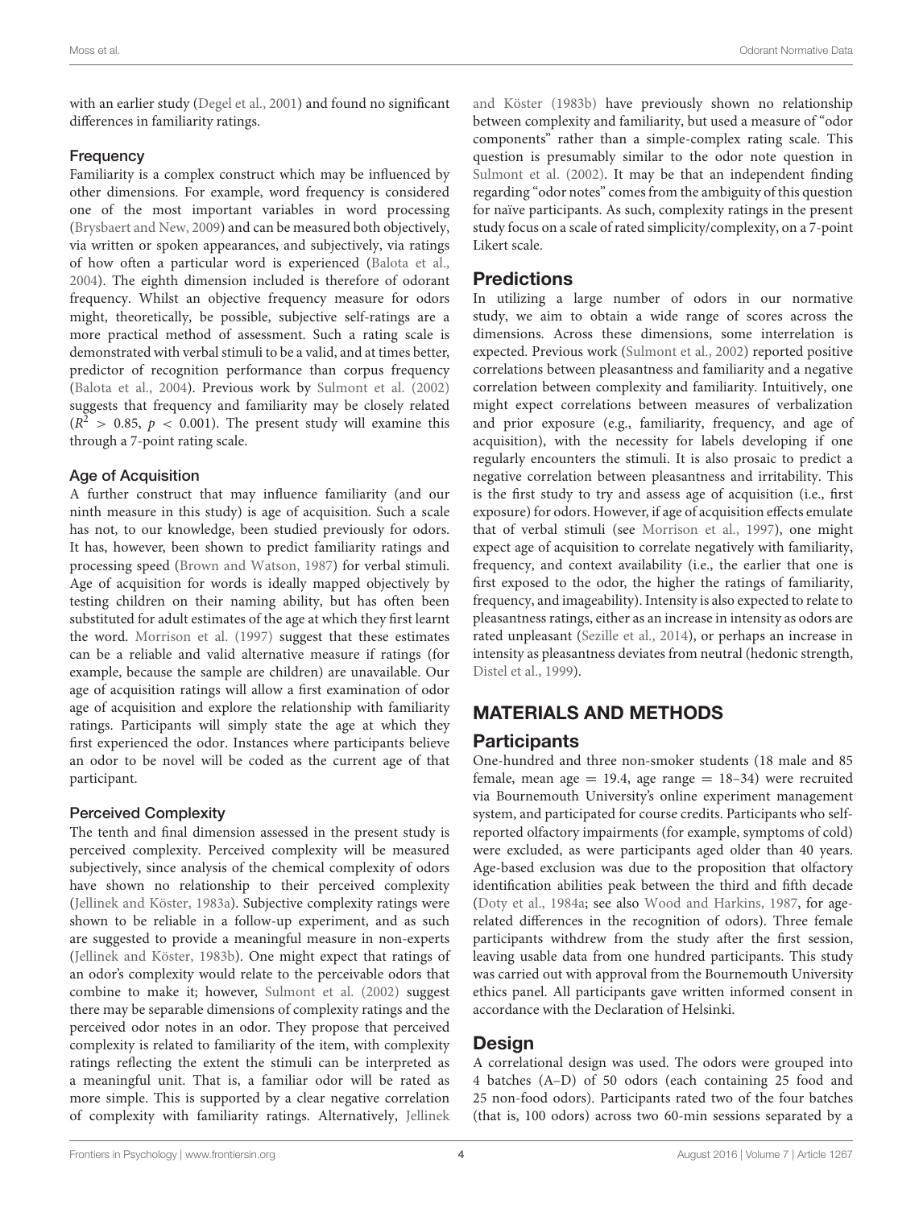with an earlier study (Degel et al., 2001) and found no significant differences in familiarity ratings.

### Frequency

Familiarity is a complex construct which may be influenced by other dimensions. For example, word frequency is considered one of the most important variables in word processing (Brysbaert and New, 2009) and can be measured both objectively, via written or spoken appearances, and subjectively, via ratings of how often a particular word is experienced (Balota et al., 2004). The eighth dimension included is therefore of odorant frequency. Whilst an objective frequency measure for odors might, theoretically, be possible, subjective self-ratings are a more practical method of assessment. Such a rating scale is demonstrated with verbal stimuli to be a valid, and at times better, predictor of recognition performance than corpus frequency (Balota et al., 2004). Previous work by Sulmont et al. (2002) suggests that frequency and familiarity may be closely related ($R^2 > 0.85$, $p < 0.001$). The present study will examine this through a 7-point rating scale.

### Age of Acquisition

A further construct that may influence familiarity (and our ninth measure in this study) is age of acquisition. Such a scale has not, to our knowledge, been studied previously for odors. It has, however, been shown to predict familiarity ratings and processing speed (Brown and Watson, 1987) for verbal stimuli. Age of acquisition for words is ideally mapped objectively by testing children on their naming ability, but has often been substituted for adult estimates of the age at which they first learnt the word. Morrison et al. (1997) suggest that these estimates can be a reliable and valid alternative measure if ratings (for example, because the sample are children) are unavailable. Our age of acquisition ratings will allow a first examination of odor age of acquisition and explore the relationship with familiarity ratings. Participants will simply state the age at which they first experienced the odor. Instances where participants believe an odor to be novel will be coded as the current age of that participant.

### Perceived Complexity

The tenth and final dimension assessed in the present study is perceived complexity. Perceived complexity will be measured subjectively, since analysis of the chemical complexity of odors have shown no relationship to their perceived complexity (Jellinek and Köster, 1983a). Subjective complexity ratings were shown to be reliable in a follow-up experiment, and as such are suggested to provide a meaningful measure in non-experts (Jellinek and Köster, 1983b). One might expect that ratings of an odor's complexity would relate to the perceivable odors that combine to make it; however, Sulmont et al. (2002) suggest there may be separable dimensions of complexity ratings and the perceived odor notes in an odor. They propose that perceived complexity is related to familiarity of the item, with complexity ratings reflecting the extent the stimuli can be interpreted as a meaningful unit. That is, a familiar odor will be rated as more simple. This is supported by a clear negative correlation of complexity with familiarity ratings. Alternatively, Jellinek and Köster (1983b) have previously shown no relationship between complexity and familiarity, but used a measure of "odor components" rather than a simple-complex rating scale. This question is presumably similar to the odor note question in Sulmont et al. (2002). It may be that an independent finding regarding "odor notes" comes from the ambiguity of this question for naïve participants. As such, complexity ratings in the present study focus on a scale of rated simplicity/complexity, on a 7-point Likert scale.

## Predictions

In utilizing a large number of odors in our normative study, we aim to obtain a wide range of scores across the dimensions. Across these dimensions, some interrelation is expected. Previous work (Sulmont et al., 2002) reported positive correlations between pleasantness and familiarity and a negative correlation between complexity and familiarity. Intuitively, one might expect correlations between measures of verbalization and prior exposure (e.g., familiarity, frequency, and age of acquisition), with the necessity for labels developing if one regularly encounters the stimuli. It is also prosaic to predict a negative correlation between pleasantness and irritability. This is the first study to try and assess age of acquisition (i.e., first exposure) for odors. However, if age of acquisition effects emulate that of verbal stimuli (see Morrison et al., 1997), one might expect age of acquisition to correlate negatively with familiarity, frequency, and context availability (i.e., the earlier that one is first exposed to the odor, the higher the ratings of familiarity, frequency, and imageability). Intensity is also expected to relate to pleasantness ratings, either as an increase in intensity as odors are rated unpleasant (Sezille et al., 2014), or perhaps an increase in intensity as pleasantness deviates from neutral (hedonic strength, Distel et al., 1999).

# MATERIALS AND METHODS

## Participants

One-hundred and three non-smoker students (18 male and 85 female, mean age = 19.4, age range = 18–34) were recruited via Bournemouth University's online experiment management system, and participated for course credits. Participants who self-reported olfactory impairments (for example, symptoms of cold) were excluded, as were participants aged older than 40 years. Age-based exclusion was due to the proposition that olfactory identification abilities peak between the third and fifth decade (Doty et al., 1984a; see also Wood and Harkins, 1987, for age-related differences in the recognition of odors). Three female participants withdrew from the study after the first session, leaving usable data from one hundred participants. This study was carried out with approval from the Bournemouth University ethics panel. All participants gave written informed consent in accordance with the Declaration of Helsinki.

## Design

A correlational design was used. The odors were grouped into 4 batches (A–D) of 50 odors (each containing 25 food and 25 non-food odors). Participants rated two of the four batches (that is, 100 odors) across two 60-min sessions separated by a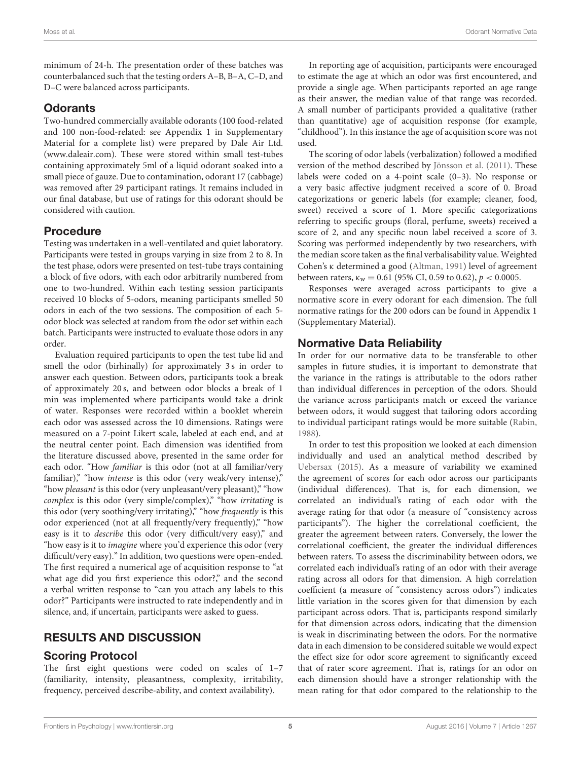minimum of 24-h. The presentation order of these batches was counterbalanced such that the testing orders A–B, B–A, C–D, and D–C were balanced across participants.

## Odorants

Two-hundred commercially available odorants (100 food-related and 100 non-food-related: see Appendix 1 in Supplementary Material for a complete list) were prepared by Dale Air Ltd. (www.daleair.com). These were stored within small test-tubes containing approximately 5ml of a liquid odorant soaked into a small piece of gauze. Due to contamination, odorant 17 (cabbage) was removed after 29 participant ratings. It remains included in our final database, but use of ratings for this odorant should be considered with caution.

## Procedure

Testing was undertaken in a well-ventilated and quiet laboratory. Participants were tested in groups varying in size from 2 to 8. In the test phase, odors were presented on test-tube trays containing a block of five odors, with each odor arbitrarily numbered from one to two-hundred. Within each testing session participants received 10 blocks of 5-odors, meaning participants smelled 50 odors in each of the two sessions. The composition of each 5-odor block was selected at random from the odor set within each batch. Participants were instructed to evaluate those odors in any order.

Evaluation required participants to open the test tube lid and smell the odor (birhinally) for approximately 3 s in order to answer each question. Between odors, participants took a break of approximately 20 s, and between odor blocks a break of 1 min was implemented where participants would take a drink of water. Responses were recorded within a booklet wherein each odor was assessed across the 10 dimensions. Ratings were measured on a 7-point Likert scale, labeled at each end, and at the neutral center point. Each dimension was identified from the literature discussed above, presented in the same order for each odor. "How *familiar* is this odor (not at all familiar/very familiar)," "how *intense* is this odor (very weak/very intense)," "how *pleasant* is this odor (very unpleasant/very pleasant)," "how *complex* is this odor (very simple/complex)," "how *irritating* is this odor (very soothing/very irritating)," "how *frequently* is this odor experienced (not at all frequently/very frequently)," "how easy is it to *describe* this odor (very difficult/very easy)," and "how easy is it to *imagine* where you'd experience this odor (very difficult/very easy)." In addition, two questions were open-ended. The first required a numerical age of acquisition response to "at what age did you first experience this odor?," and the second a verbal written response to "can you attach any labels to this odor?" Participants were instructed to rate independently and in silence, and, if uncertain, participants were asked to guess.

# RESULTS AND DISCUSSION

## Scoring Protocol

The first eight questions were coded on scales of 1–7 (familiarity, intensity, pleasantness, complexity, irritability, frequency, perceived describe-ability, and context availability).

In reporting age of acquisition, participants were encouraged to estimate the age at which an odor was first encountered, and provide a single age. When participants reported an age range as their answer, the median value of that range was recorded. A small number of participants provided a qualitative (rather than quantitative) age of acquisition response (for example, "childhood"). In this instance the age of acquisition score was not used.

The scoring of odor labels (verbalization) followed a modified version of the method described by Jönsson et al. (2011). These labels were coded on a 4-point scale (0–3). No response or a very basic affective judgment received a score of 0. Broad categorizations or generic labels (for example; cleaner, food, sweet) received a score of 1. More specific categorizations referring to specific groups (floral, perfume, sweets) received a score of 2, and any specific noun label received a score of 3. Scoring was performed independently by two researchers, with the median score taken as the final verbalisability value. Weighted Cohen's κ determined a good (Altman, 1991) level of agreement between raters, $\kappa_w = 0.61$ (95% CI, 0.59 to 0.62), $p < 0.0005$.

Responses were averaged across participants to give a normative score in every odorant for each dimension. The full normative ratings for the 200 odors can be found in Appendix 1 (Supplementary Material).

## Normative Data Reliability

In order for our normative data to be transferable to other samples in future studies, it is important to demonstrate that the variance in the ratings is attributable to the odors rather than individual differences in perception of the odors. Should the variance across participants match or exceed the variance between odors, it would suggest that tailoring odors according to individual participant ratings would be more suitable (Rabin, 1988).

In order to test this proposition we looked at each dimension individually and used an analytical method described by Uebersax (2015). As a measure of variability we examined the agreement of scores for each odor across our participants (individual differences). That is, for each dimension, we correlated an individual's rating of each odor with the average rating for that odor (a measure of "consistency across participants"). The higher the correlational coefficient, the greater the agreement between raters. Conversely, the lower the correlational coefficient, the greater the individual differences between raters. To assess the discriminability between odors, we correlated each individual's rating of an odor with their average rating across all odors for that dimension. A high correlation coefficient (a measure of "consistency across odors") indicates little variation in the scores given for that dimension by each participant across odors. That is, participants respond similarly for that dimension across odors, indicating that the dimension is weak in discriminating between the odors. For the normative data in each dimension to be considered suitable we would expect the effect size for odor score agreement to significantly exceed that of rater score agreement. That is, ratings for an odor on each dimension should have a stronger relationship with the mean rating for that odor compared to the relationship to the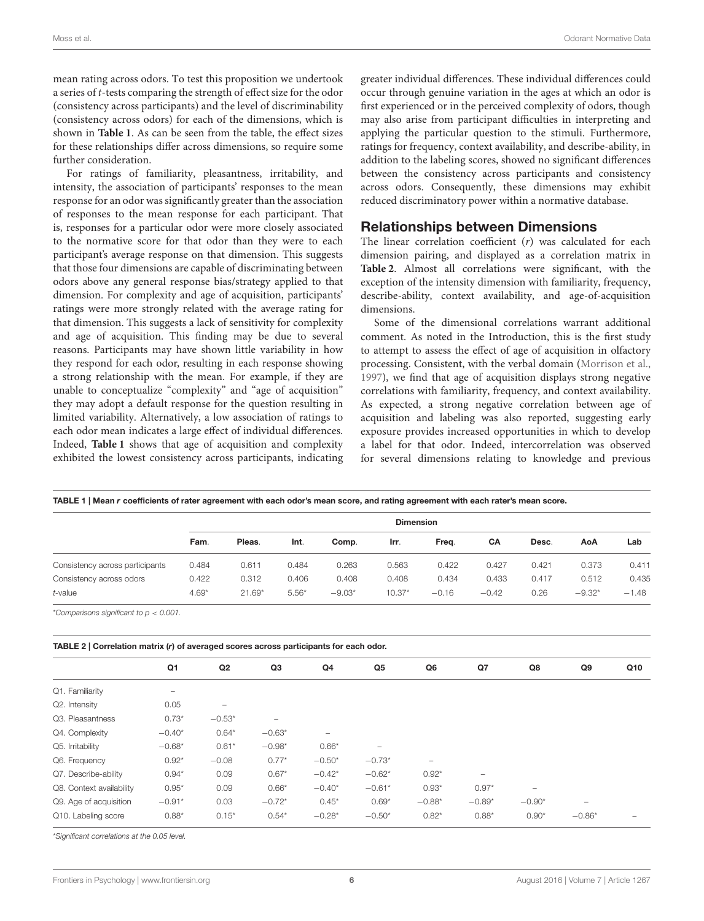mean rating across odors. To test this proposition we undertook a series of *t*-tests comparing the strength of effect size for the odor (consistency across participants) and the level of discriminability (consistency across odors) for each of the dimensions, which is shown in **Table 1**. As can be seen from the table, the effect sizes for these relationships differ across dimensions, so require some further consideration.

For ratings of familiarity, pleasantness, irritability, and intensity, the association of participants' responses to the mean response for an odor was significantly greater than the association of responses to the mean response for each participant. That is, responses for a particular odor were more closely associated to the normative score for that odor than they were to each participant's average response on that dimension. This suggests that those four dimensions are capable of discriminating between odors above any general response bias/strategy applied to that dimension. For complexity and age of acquisition, participants' ratings were more strongly related with the average rating for that dimension. This suggests a lack of sensitivity for complexity and age of acquisition. This finding may be due to several reasons. Participants may have shown little variability in how they respond for each odor, resulting in each response showing a strong relationship with the mean. For example, if they are unable to conceptualize "complexity" and "age of acquisition" they may adopt a default response for the question resulting in limited variability. Alternatively, a low association of ratings to each odor mean indicates a large effect of individual differences. Indeed, **Table 1** shows that age of acquisition and complexity exhibited the lowest consistency across participants, indicating greater individual differences. These individual differences could occur through genuine variation in the ages at which an odor is first experienced or in the perceived complexity of odors, though may also arise from participant difficulties in interpreting and applying the particular question to the stimuli. Furthermore, ratings for frequency, context availability, and describe-ability, in addition to the labeling scores, showed no significant differences between the consistency across participants and consistency across odors. Consequently, these dimensions may exhibit reduced discriminatory power within a normative database.

## Relationships between Dimensions

The linear correlation coefficient ($r$) was calculated for each dimension pairing, and displayed as a correlation matrix in **Table 2**. Almost all correlations were significant, with the exception of the intensity dimension with familiarity, frequency, describe-ability, context availability, and age-of-acquisition dimensions.

Some of the dimensional correlations warrant additional comment. As noted in the Introduction, this is the first study to attempt to assess the effect of age of acquisition in olfactory processing. Consistent, with the verbal domain (Morrison et al., 1997), we find that age of acquisition displays strong negative correlations with familiarity, frequency, and context availability. As expected, a strong negative correlation between age of acquisition and labeling was also reported, suggesting early exposure provides increased opportunities in which to develop a label for that odor. Indeed, intercorrelation was observed for several dimensions relating to knowledge and previous

**TABLE 1 | Mean *r* coefficients of rater agreement with each odor's mean score, and rating agreement with each rater's mean score.**

| | Dimension | | | | | | | | | |
|---|---|---|---|---|---|---|---|---|---|---|
| | Fam. | Pleas. | Int. | Comp. | Irr. | Freq. | CA | Desc. | AoA | Lab |
| Consistency across participants | 0.484 | 0.611 | 0.484 | 0.263 | 0.563 | 0.422 | 0.427 | 0.421 | 0.373 | 0.411 |
| Consistency across odors | 0.422 | 0.312 | 0.406 | 0.408 | 0.408 | 0.434 | 0.433 | 0.417 | 0.512 | 0.435 |
| *t*-value | 4.69* | 21.69* | 5.56* | −9.03* | 10.37* | −0.16 | −0.42 | 0.26 | −9.32* | −1.48 |

*Comparisons significant to $p < 0.001$.

**TABLE 2 | Correlation matrix (*r*) of averaged scores across participants for each odor.**

| | Q1 | Q2 | Q3 | Q4 | Q5 | Q6 | Q7 | Q8 | Q9 | Q10 |
|---|---|---|---|---|---|---|---|---|---|---|
| Q1. Familiarity | – | | | | | | | | | |
| Q2. Intensity | 0.05 | – | | | | | | | | |
| Q3. Pleasantness | 0.73* | −0.53* | – | | | | | | | |
| Q4. Complexity | −0.40* | 0.64* | −0.63* | – | | | | | | |
| Q5. Irritability | −0.68* | 0.61* | −0.98* | 0.66* | – | | | | | |
| Q6. Frequency | 0.92* | −0.08 | 0.77* | −0.50* | −0.73* | – | | | | |
| Q7. Describe-ability | 0.94* | 0.09 | 0.67* | −0.42* | −0.62* | 0.92* | – | | | |
| Q8. Context availability | 0.95* | 0.09 | 0.66* | −0.40* | −0.61* | 0.93* | 0.97* | – | | |
| Q9. Age of acquisition | −0.91* | 0.03 | −0.72* | 0.45* | 0.69* | −0.88* | −0.89* | −0.90* | – | |
| Q10. Labeling score | 0.88* | 0.15* | 0.54* | −0.28* | −0.50* | 0.82* | 0.88* | 0.90* | −0.86* | – |

*Significant correlations at the 0.05 level.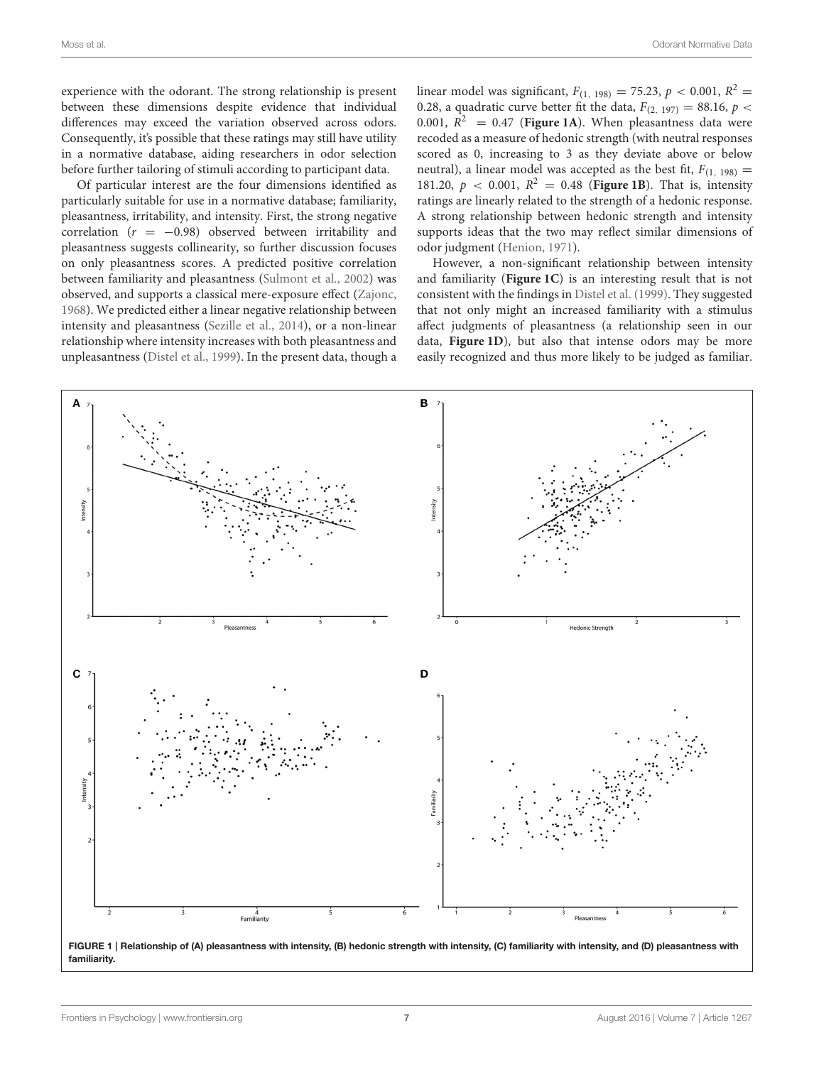experience with the odorant. The strong relationship is present between these dimensions despite evidence that individual differences may exceed the variation observed across odors. Consequently, it's possible that these ratings may still have utility in a normative database, aiding researchers in odor selection before further tailoring of stimuli according to participant data.

Of particular interest are the four dimensions identified as particularly suitable for use in a normative database; familiarity, pleasantness, irritability, and intensity. First, the strong negative correlation ($r = -0.98$) observed between irritability and pleasantness suggests collinearity, so further discussion focuses on only pleasantness scores. A predicted positive correlation between familiarity and pleasantness (Sulmont et al., 2002) was observed, and supports a classical mere-exposure effect (Zajonc, 1968). We predicted either a linear negative relationship between intensity and pleasantness (Sezille et al., 2014), or a non-linear relationship where intensity increases with both pleasantness and unpleasantness (Distel et al., 1999). In the present data, though a linear model was significant, $F_{(1, 198)} = 75.23$, $p < 0.001$, $R^2 = 0.28$, a quadratic curve better fit the data, $F_{(2, 197)} = 88.16$, $p < 0.001$, $R^2 = 0.47$ (**Figure 1A**). When pleasantness data were recoded as a measure of hedonic strength (with neutral responses scored as 0, increasing to 3 as they deviate above or below neutral), a linear model was accepted as the best fit, $F_{(1, 198)} = 181.20$, $p < 0.001$, $R^2 = 0.48$ (**Figure 1B**). That is, intensity ratings are linearly related to the strength of a hedonic response. A strong relationship between hedonic strength and intensity supports ideas that the two may reflect similar dimensions of odor judgment (Henion, 1971).

However, a non-significant relationship between intensity and familiarity (**Figure 1C**) is an interesting result that is not consistent with the findings in Distel et al. (1999). They suggested that not only might an increased familiarity with a stimulus affect judgments of pleasantness (a relationship seen in our data, **Figure 1D**), but also that intense odors may be more easily recognized and thus more likely to be judged as familiar.

**FIGURE 1 | Relationship of (A) pleasantness with intensity, (B) hedonic strength with intensity, (C) familiarity with intensity, and (D) pleasantness with familiarity.**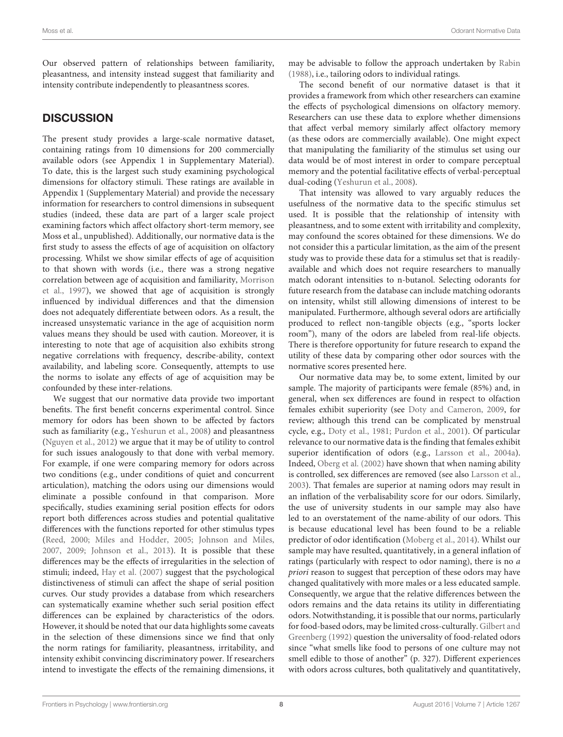Our observed pattern of relationships between familiarity, pleasantness, and intensity instead suggest that familiarity and intensity contribute independently to pleasantness scores.

## DISCUSSION

The present study provides a large-scale normative dataset, containing ratings from 10 dimensions for 200 commercially available odors (see Appendix 1 in Supplementary Material). To date, this is the largest such study examining psychological dimensions for olfactory stimuli. These ratings are available in Appendix 1 (Supplementary Material) and provide the necessary information for researchers to control dimensions in subsequent studies (indeed, these data are part of a larger scale project examining factors which affect olfactory short-term memory, see Moss et al., unpublished). Additionally, our normative data is the first study to assess the effects of age of acquisition on olfactory processing. Whilst we show similar effects of age of acquisition to that shown with words (i.e., there was a strong negative correlation between age of acquisition and familiarity, Morrison et al., 1997), we showed that age of acquisition is strongly influenced by individual differences and that the dimension does not adequately differentiate between odors. As a result, the increased unsystematic variance in the age of acquisition norm values means they should be used with caution. Moreover, it is interesting to note that age of acquisition also exhibits strong negative correlations with frequency, describe-ability, context availability, and labeling score. Consequently, attempts to use the norms to isolate any effects of age of acquisition may be confounded by these inter-relations.

We suggest that our normative data provide two important benefits. The first benefit concerns experimental control. Since memory for odors has been shown to be affected by factors such as familiarity (e.g., Yeshurun et al., 2008) and pleasantness (Nguyen et al., 2012) we argue that it may be of utility to control for such issues analogously to that done with verbal memory. For example, if one were comparing memory for odors across two conditions (e.g., under conditions of quiet and concurrent articulation), matching the odors using our dimensions would eliminate a possible confound in that comparison. More specifically, studies examining serial position effects for odors report both differences across studies and potential qualitative differences with the functions reported for other stimulus types (Reed, 2000; Miles and Hodder, 2005; Johnson and Miles, 2007, 2009; Johnson et al., 2013). It is possible that these differences may be the effects of irregularities in the selection of stimuli; indeed, Hay et al. (2007) suggest that the psychological distinctiveness of stimuli can affect the shape of serial position curves. Our study provides a database from which researchers can systematically examine whether such serial position effect differences can be explained by characteristics of the odors. However, it should be noted that our data highlights some caveats in the selection of these dimensions since we find that only the norm ratings for familiarity, pleasantness, irritability, and intensity exhibit convincing discriminatory power. If researchers intend to investigate the effects of the remaining dimensions, it may be advisable to follow the approach undertaken by Rabin (1988), i.e., tailoring odors to individual ratings.

The second benefit of our normative dataset is that it provides a framework from which other researchers can examine the effects of psychological dimensions on olfactory memory. Researchers can use these data to explore whether dimensions that affect verbal memory similarly affect olfactory memory (as these odors are commercially available). One might expect that manipulating the familiarity of the stimulus set using our data would be of most interest in order to compare perceptual memory and the potential facilitative effects of verbal-perceptual dual-coding (Yeshurun et al., 2008).

That intensity was allowed to vary arguably reduces the usefulness of the normative data to the specific stimulus set used. It is possible that the relationship of intensity with pleasantness, and to some extent with irritability and complexity, may confound the scores obtained for these dimensions. We do not consider this a particular limitation, as the aim of the present study was to provide these data for a stimulus set that is readily-available and which does not require researchers to manually match odorant intensities to n-butanol. Selecting odorants for future research from the database can include matching odorants on intensity, whilst still allowing dimensions of interest to be manipulated. Furthermore, although several odors are artificially produced to reflect non-tangible objects (e.g., "sports locker room"), many of the odors are labeled from real-life objects. There is therefore opportunity for future research to expand the utility of these data by comparing other odor sources with the normative scores presented here.

Our normative data may be, to some extent, limited by our sample. The majority of participants were female (85%) and, in general, when sex differences are found in respect to olfaction females exhibit superiority (see Doty and Cameron, 2009, for review; although this trend can be complicated by menstrual cycle, e.g., Doty et al., 1981; Purdon et al., 2001). Of particular relevance to our normative data is the finding that females exhibit superior identification of odors (e.g., Larsson et al., 2004a). Indeed, Oberg et al. (2002) have shown that when naming ability is controlled, sex differences are removed (see also Larsson et al., 2003). That females are superior at naming odors may result in an inflation of the verbalisability score for our odors. Similarly, the use of university students in our sample may also have led to an overstatement of the name-ability of our odors. This is because educational level has been found to be a reliable predictor of odor identification (Moberg et al., 2014). Whilst our sample may have resulted, quantitatively, in a general inflation of ratings (particularly with respect to odor naming), there is no *a priori* reason to suggest that perception of these odors may have changed qualitatively with more males or a less educated sample. Consequently, we argue that the relative differences between the odors remains and the data retains its utility in differentiating odors. Notwithstanding, it is possible that our norms, particularly for food-based odors, may be limited cross-culturally. Gilbert and Greenberg (1992) question the universality of food-related odors since "what smells like food to persons of one culture may not smell edible to those of another" (p. 327). Different experiences with odors across cultures, both qualitatively and quantitatively,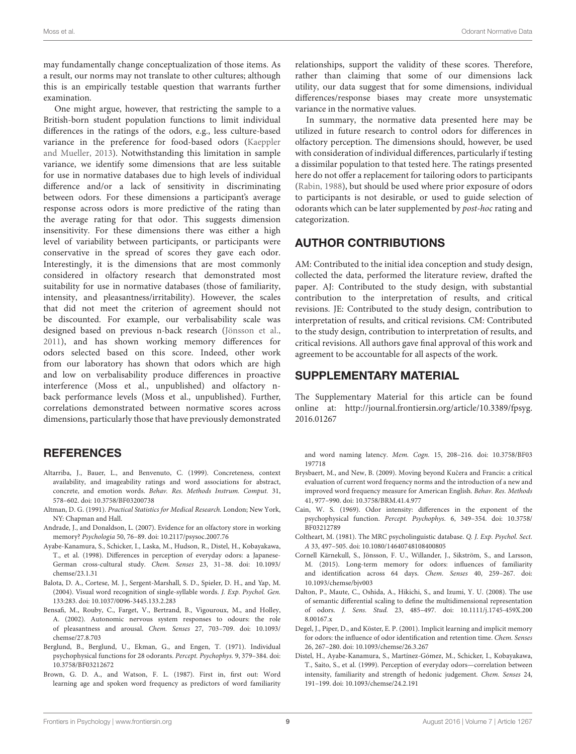may fundamentally change conceptualization of those items. As a result, our norms may not translate to other cultures; although this is an empirically testable question that warrants further examination.

One might argue, however, that restricting the sample to a British-born student population functions to limit individual differences in the ratings of the odors, e.g., less culture-based variance in the preference for food-based odors (Kaeppler and Mueller, 2013). Notwithstanding this limitation in sample variance, we identify some dimensions that are less suitable for use in normative databases due to high levels of individual difference and/or a lack of sensitivity in discriminating between odors. For these dimensions a participant's average response across odors is more predictive of the rating than the average rating for that odor. This suggests dimension insensitivity. For these dimensions there was either a high level of variability between participants, or participants were conservative in the spread of scores they gave each odor. Interestingly, it is the dimensions that are most commonly considered in olfactory research that demonstrated most suitability for use in normative databases (those of familiarity, intensity, and pleasantness/irritability). However, the scales that did not meet the criterion of agreement should not be discounted. For example, our verbalisability scale was designed based on previous n-back research (Jönsson et al., 2011), and has shown working memory differences for odors selected based on this score. Indeed, other work from our laboratory has shown that odors which are high and low on verbalisability produce differences in proactive interference (Moss et al., unpublished) and olfactory n-back performance levels (Moss et al., unpublished). Further, correlations demonstrated between normative scores across dimensions, particularly those that have previously demonstrated relationships, support the validity of these scores. Therefore, rather than claiming that some of our dimensions lack utility, our data suggest that for some dimensions, individual differences/response biases may create more unsystematic variance in the normative values.

In summary, the normative data presented here may be utilized in future research to control odors for differences in olfactory perception. The dimensions should, however, be used with consideration of individual differences, particularly if testing a dissimilar population to that tested here. The ratings presented here do not offer a replacement for tailoring odors to participants (Rabin, 1988), but should be used where prior exposure of odors to participants is not desirable, or used to guide selection of odorants which can be later supplemented by *post-hoc* rating and categorization.

## AUTHOR CONTRIBUTIONS

AM: Contributed to the initial idea conception and study design, collected the data, performed the literature review, drafted the paper. AJ: Contributed to the study design, with substantial contribution to the interpretation of results, and critical revisions. JE: Contributed to the study design, contribution to interpretation of results, and critical revisions. CM: Contributed to the study design, contribution to interpretation of results, and critical revisions. All authors gave final approval of this work and agreement to be accountable for all aspects of the work.

## SUPPLEMENTARY MATERIAL

The Supplementary Material for this article can be found online at: http://journal.frontiersin.org/article/10.3389/fpsyg.2016.01267

## REFERENCES

Altarriba, J., Bauer, L., and Benvenuto, C. (1999). Concreteness, context availability, and imageability ratings and word associations for abstract, concrete, and emotion words. *Behav. Res. Methods Instrum. Comput.* 31, 578–602. doi: 10.3758/BF03200738

Altman, D. G. (1991). *Practical Statistics for Medical Research.* London; New York, NY: Chapman and Hall.

Andrade, J., and Donaldson, L. (2007). Evidence for an olfactory store in working memory? *Psychologia* 50, 76–89. doi: 10.2117/psysoc.2007.76

Ayabe-Kanamura, S., Schicker, I., Laska, M., Hudson, R., Distel, H., Kobayakawa, T., et al. (1998). Differences in perception of everyday odors: a Japanese-German cross-cultural study. *Chem. Senses* 23, 31–38. doi: 10.1093/chemse/23.1.31

Balota, D. A., Cortese, M. J., Sergent-Marshall, S. D., Spieler, D. H., and Yap, M. (2004). Visual word recognition of single-syllable words. *J. Exp. Psychol. Gen.* 133:283. doi: 10.1037/0096-3445.133.2.283

Bensafi, M., Rouby, C., Farget, V., Bertrand, B., Vigouroux, M., and Holley, A. (2002). Autonomic nervous system responses to odours: the role of pleasantness and arousal. *Chem. Senses* 27, 703–709. doi: 10.1093/chemse/27.8.703

Berglund, B., Berglund, U., Ekman, G., and Engen, T. (1971). Individual psychophysical functions for 28 odorants. *Percept. Psychophys.* 9, 379–384. doi: 10.3758/BF03212672

Brown, G. D. A., and Watson, F. L. (1987). First in, first out: Word learning age and spoken word frequency as predictors of word familiarity and word naming latency. *Mem. Cogn.* 15, 208–216. doi: 10.3758/BF03197718

Brysbaert, M., and New, B. (2009). Moving beyond Kučera and Francis: a critical evaluation of current word frequency norms and the introduction of a new and improved word frequency measure for American English. *Behav. Res. Methods* 41, 977–990. doi: 10.3758/BRM.41.4.977

Cain, W. S. (1969). Odor intensity: differences in the exponent of the psychophysical function. *Percept. Psychophys.* 6, 349–354. doi: 10.3758/BF03212789

Coltheart, M. (1981). The MRC psycholinguistic database. *Q. J. Exp. Psychol. Sect. A* 33, 497–505. doi: 10.1080/14640748108400805

Cornell Kärnekull, S., Jönsson, F. U., Willander, J., Sikström, S., and Larsson, M. (2015). Long-term memory for odors: influences of familiarity and identification across 64 days. *Chem. Senses* 40, 259–267. doi: 10.1093/chemse/bjv003

Dalton, P., Maute, C., Oshida, A., Hikichi, S., and Izumi, Y. U. (2008). The use of semantic differential scaling to define the multidimensional representation of odors. *J. Sens. Stud.* 23, 485–497. doi: 10.1111/j.1745-459X.2008.00167.x

Degel, J., Piper, D., and Köster, E. P. (2001). Implicit learning and implicit memory for odors: the influence of odor identification and retention time. *Chem. Senses* 26, 267–280. doi: 10.1093/chemse/26.3.267

Distel, H., Ayabe-Kanamura, S., Martínez-Gómez, M., Schicker, I., Kobayakawa, T., Saito, S., et al. (1999). Perception of everyday odors—correlation between intensity, familiarity and strength of hedonic judgement. *Chem. Senses* 24, 191–199. doi: 10.1093/chemse/24.2.191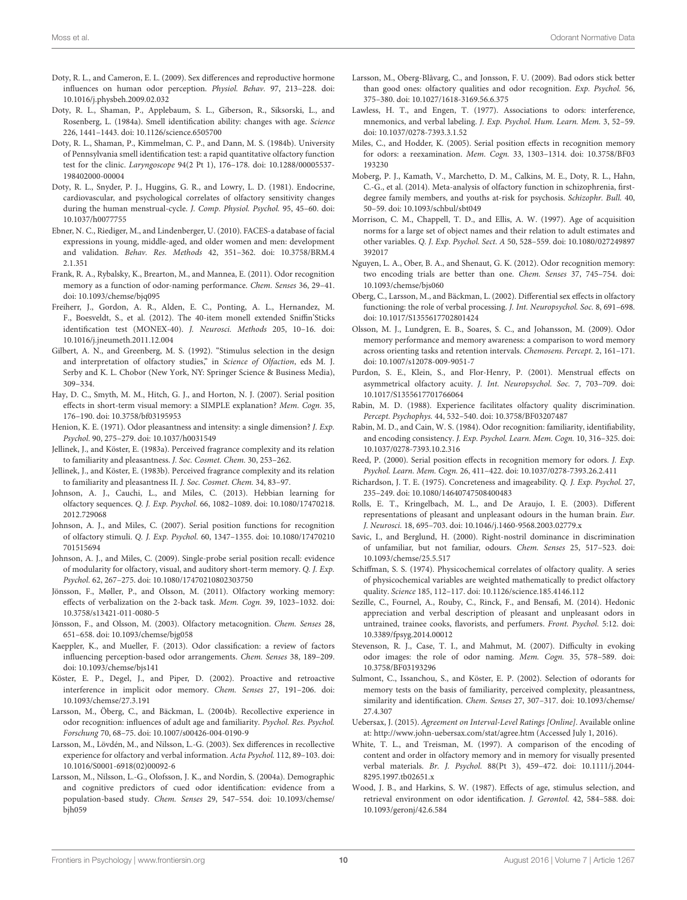Doty, R. L., and Cameron, E. L. (2009). Sex differences and reproductive hormone influences on human odor perception. *Physiol. Behav.* 97, 213–228. doi: 10.1016/j.physbeh.2009.02.032

Doty, R. L., Shaman, P., Applebaum, S. L., Giberson, R., Siksorski, L., and Rosenberg, L. (1984a). Smell identification ability: changes with age. *Science* 226, 1441–1443. doi: 10.1126/science.6505700

Doty, R. L., Shaman, P., Kimmelman, C. P., and Dann, M. S. (1984b). University of Pennsylvania smell identification test: a rapid quantitative olfactory function test for the clinic. *Laryngoscope* 94(2 Pt 1), 176–178. doi: 10.1288/00005537-198402000-00004

Doty, R. L., Snyder, P. J., Huggins, G. R., and Lowry, L. D. (1981). Endocrine, cardiovascular, and psychological correlates of olfactory sensitivity changes during the human menstrual-cycle. *J. Comp. Physiol. Psychol.* 95, 45–60. doi: 10.1037/h0077755

Ebner, N. C., Riediger, M., and Lindenberger, U. (2010). FACES-a database of facial expressions in young, middle-aged, and older women and men: development and validation. *Behav. Res. Methods* 42, 351–362. doi: 10.3758/BRM.42.1.351

Frank, R. A., Rybalsky, K., Brearton, M., and Mannea, E. (2011). Odor recognition memory as a function of odor-naming performance. *Chem. Senses* 36, 29–41. doi: 10.1093/chemse/bjq095

Freiherr, J., Gordon, A. R., Alden, E. C., Ponting, A. L., Hernandez, M. F., Boesveldt, S., et al. (2012). The 40-item monell extended Sniffin'Sticks identification test (MONEX-40). *J. Neurosci. Methods* 205, 10–16. doi: 10.1016/j.jneumeth.2011.12.004

Gilbert, A. N., and Greenberg, M. S. (1992). "Stimulus selection in the design and interpretation of olfactory studies," in *Science of Olfaction*, eds M. J. Serby and K. L. Chobor (New York, NY: Springer Science & Business Media), 309–334.

Hay, D. C., Smyth, M. M., Hitch, G. J., and Horton, N. J. (2007). Serial position effects in short-term visual memory: a SIMPLE explanation? *Mem. Cogn.* 35, 176–190. doi: 10.3758/bf03195953

Henion, K. E. (1971). Odor pleasantness and intensity: a single dimension? *J. Exp. Psychol.* 90, 275–279. doi: 10.1037/h0031549

Jellinek, J., and Köster, E. (1983a). Perceived fragrance complexity and its relation to familiarity and pleasantness. *J. Soc. Cosmet. Chem.* 30, 253–262.

Jellinek, J., and Köster, E. (1983b). Perceived fragrance complexity and its relation to familiarity and pleasantness II. *J. Soc. Cosmet. Chem.* 34, 83–97.

Johnson, A. J., Cauchi, L., and Miles, C. (2013). Hebbian learning for olfactory sequences. *Q. J. Exp. Psychol.* 66, 1082–1089. doi: 10.1080/17470218.2012.729068

Johnson, A. J., and Miles, C. (2007). Serial position functions for recognition of olfactory stimuli. *Q. J. Exp. Psychol.* 60, 1347–1355. doi: 10.1080/17470210701515694

Johnson, A. J., and Miles, C. (2009). Single-probe serial position recall: evidence of modularity for olfactory, visual, and auditory short-term memory. *Q. J. Exp. Psychol.* 62, 267–275. doi: 10.1080/17470210802303750

Jönsson, F., Møller, P., and Olsson, M. (2011). Olfactory working memory: effects of verbalization on the 2-back task. *Mem. Cogn.* 39, 1023–1032. doi: 10.3758/s13421-011-0080-5

Jönsson, F., and Olsson, M. (2003). Olfactory metacognition. *Chem. Senses* 28, 651–658. doi: 10.1093/chemse/bjg058

Kaeppler, K., and Mueller, F. (2013). Odor classification: a review of factors influencing perception-based odor arrangements. *Chem. Senses* 38, 189–209. doi: 10.1093/chemse/bjs141

Köster, E. P., Degel, J., and Piper, D. (2002). Proactive and retroactive interference in implicit odor memory. *Chem. Senses* 27, 191–206. doi: 10.1093/chemse/27.3.191

Larsson, M., Öberg, C., and Bäckman, L. (2004b). Recollective experience in odor recognition: influences of adult age and familiarity. *Psychol. Res. Psychol. Forschung* 70, 68–75. doi: 10.1007/s00426-004-0190-9

Larsson, M., Lövdén, M., and Nilsson, L.-G. (2003). Sex differences in recollective experience for olfactory and verbal information. *Acta Psychol.* 112, 89–103. doi: 10.1016/S0001-6918(02)00092-6

Larsson, M., Nilsson, L.-G., Olofsson, J. K., and Nordin, S. (2004a). Demographic and cognitive predictors of cued odor identification: evidence from a population-based study. *Chem. Senses* 29, 547–554. doi: 10.1093/chemse/bjh059

Larsson, M., Oberg-Blåvarg, C., and Jonsson, F. U. (2009). Bad odors stick better than good ones: olfactory qualities and odor recognition. *Exp. Psychol.* 56, 375–380. doi: 10.1027/1618-3169.56.6.375

Lawless, H. T., and Engen, T. (1977). Associations to odors: interference, mnemonics, and verbal labeling. *J. Exp. Psychol. Hum. Learn. Mem.* 3, 52–59. doi: 10.1037/0278-7393.3.1.52

Miles, C., and Hodder, K. (2005). Serial position effects in recognition memory for odors: a reexamination. *Mem. Cogn.* 33, 1303–1314. doi: 10.3758/BF03193230

Moberg, P. J., Kamath, V., Marchetto, D. M., Calkins, M. E., Doty, R. L., Hahn, C.-G., et al. (2014). Meta-analysis of olfactory function in schizophrenia, first-degree family members, and youths at-risk for psychosis. *Schizophr. Bull.* 40, 50–59. doi: 10.1093/schbul/sbt049

Morrison, C. M., Chappell, T. D., and Ellis, A. W. (1997). Age of acquisition norms for a large set of object names and their relation to adult estimates and other variables. *Q. J. Exp. Psychol. Sect. A* 50, 528–559. doi: 10.1080/027249897392017

Nguyen, L. A., Ober, B. A., and Shenaut, G. K. (2012). Odor recognition memory: two encoding trials are better than one. *Chem. Senses* 37, 745–754. doi: 10.1093/chemse/bjs060

Oberg, C., Larsson, M., and Bäckman, L. (2002). Differential sex effects in olfactory functioning: the role of verbal processing. *J. Int. Neuropsychol. Soc.* 8, 691–698. doi: 10.1017/S1355617702801424

Olsson, M. J., Lundgren, E. B., Soares, S. C., and Johansson, M. (2009). Odor memory performance and memory awareness: a comparison to word memory across orienting tasks and retention intervals. *Chemosens. Percept.* 2, 161–171. doi: 10.1007/s12078-009-9051-7

Purdon, S. E., Klein, S., and Flor-Henry, P. (2001). Menstrual effects on asymmetrical olfactory acuity. *J. Int. Neuropsychol. Soc.* 7, 703–709. doi: 10.1017/S1355617701766064

Rabin, M. D. (1988). Experience facilitates olfactory quality discrimination. *Percept. Psychophys.* 44, 532–540. doi: 10.3758/BF03207487

Rabin, M. D., and Cain, W. S. (1984). Odor recognition: familiarity, identifiability, and encoding consistency. *J. Exp. Psychol. Learn. Mem. Cogn.* 10, 316–325. doi: 10.1037/0278-7393.10.2.316

Reed, P. (2000). Serial position effects in recognition memory for odors. *J. Exp. Psychol. Learn. Mem. Cogn.* 26, 411–422. doi: 10.1037/0278-7393.26.2.411

Richardson, J. T. E. (1975). Concreteness and imageability. *Q. J. Exp. Psychol.* 27, 235–249. doi: 10.1080/14640747508400483

Rolls, E. T., Kringelbach, M. L., and De Araujo, I. E. (2003). Different representations of pleasant and unpleasant odours in the human brain. *Eur. J. Neurosci.* 18, 695–703. doi: 10.1046/j.1460-9568.2003.02779.x

Savic, I., and Berglund, H. (2000). Right-nostril dominance in discrimination of unfamiliar, but not familiar, odours. *Chem. Senses* 25, 517–523. doi: 10.1093/chemse/25.5.517

Schiffman, S. S. (1974). Physicochemical correlates of olfactory quality. A series of physicochemical variables are weighted mathematically to predict olfactory quality. *Science* 185, 112–117. doi: 10.1126/science.185.4146.112

Sezille, C., Fournel, A., Rouby, C., Rinck, F., and Bensafi, M. (2014). Hedonic appreciation and verbal description of pleasant and unpleasant odors in untrained, trainee cooks, flavorists, and perfumers. *Front. Psychol.* 5:12. doi: 10.3389/fpsyg.2014.00012

Stevenson, R. J., Case, T. I., and Mahmut, M. (2007). Difficulty in evoking odor images: the role of odor naming. *Mem. Cogn.* 35, 578–589. doi: 10.3758/BF03193296

Sulmont, C., Issanchou, S., and Köster, E. P. (2002). Selection of odorants for memory tests on the basis of familiarity, perceived complexity, pleasantness, similarity and identification. *Chem. Senses* 27, 307–317. doi: 10.1093/chemse/27.4.307

Uebersax, J. (2015). *Agreement on Interval-Level Ratings [Online]*. Available online at: http://www.john-uebersax.com/stat/agree.htm (Accessed July 1, 2016).

White, T. L., and Treisman, M. (1997). A comparison of the encoding of content and order in olfactory memory and in memory for visually presented verbal materials. *Br. J. Psychol.* 88(Pt 3), 459–472. doi: 10.1111/j.2044-8295.1997.tb02651.x

Wood, J. B., and Harkins, S. W. (1987). Effects of age, stimulus selection, and retrieval environment on odor identification. *J. Gerontol.* 42, 584–588. doi: 10.1093/geronj/42.6.584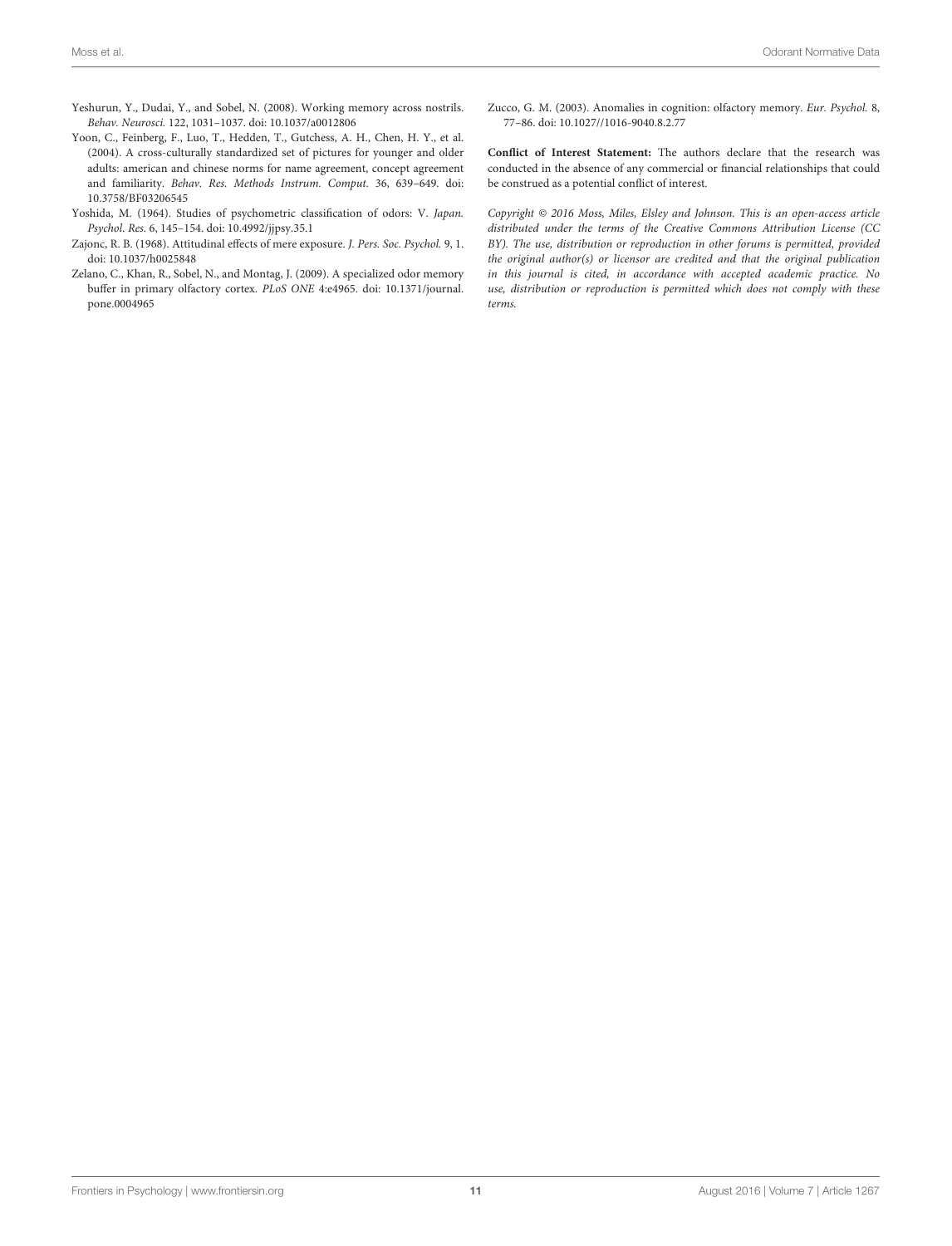Yeshurun, Y., Dudai, Y., and Sobel, N. (2008). Working memory across nostrils. *Behav. Neurosci.* 122, 1031–1037. doi: 10.1037/a0012806

Yoon, C., Feinberg, F., Luo, T., Hedden, T., Gutchess, A. H., Chen, H. Y., et al. (2004). A cross-culturally standardized set of pictures for younger and older adults: american and chinese norms for name agreement, concept agreement and familiarity. *Behav. Res. Methods Instrum. Comput.* 36, 639–649. doi: 10.3758/BF03206545

Yoshida, M. (1964). Studies of psychometric classification of odors: V. *Japan. Psychol. Res.* 6, 145–154. doi: 10.4992/jjpsy.35.1

Zajonc, R. B. (1968). Attitudinal effects of mere exposure. *J. Pers. Soc. Psychol.* 9, 1. doi: 10.1037/h0025848

Zelano, C., Khan, R., Sobel, N., and Montag, J. (2009). A specialized odor memory buffer in primary olfactory cortex. *PLoS ONE* 4:e4965. doi: 10.1371/journal.pone.0004965

Zucco, G. M. (2003). Anomalies in cognition: olfactory memory. *Eur. Psychol.* 8, 77–86. doi: 10.1027//1016-9040.8.2.77

**Conflict of Interest Statement:** The authors declare that the research was conducted in the absence of any commercial or financial relationships that could be construed as a potential conflict of interest.

*Copyright © 2016 Moss, Miles, Elsley and Johnson. This is an open-access article distributed under the terms of the Creative Commons Attribution License (CC BY). The use, distribution or reproduction in other forums is permitted, provided the original author(s) or licensor are credited and that the original publication in this journal is cited, in accordance with accepted academic practice. No use, distribution or reproduction is permitted which does not comply with these terms.*